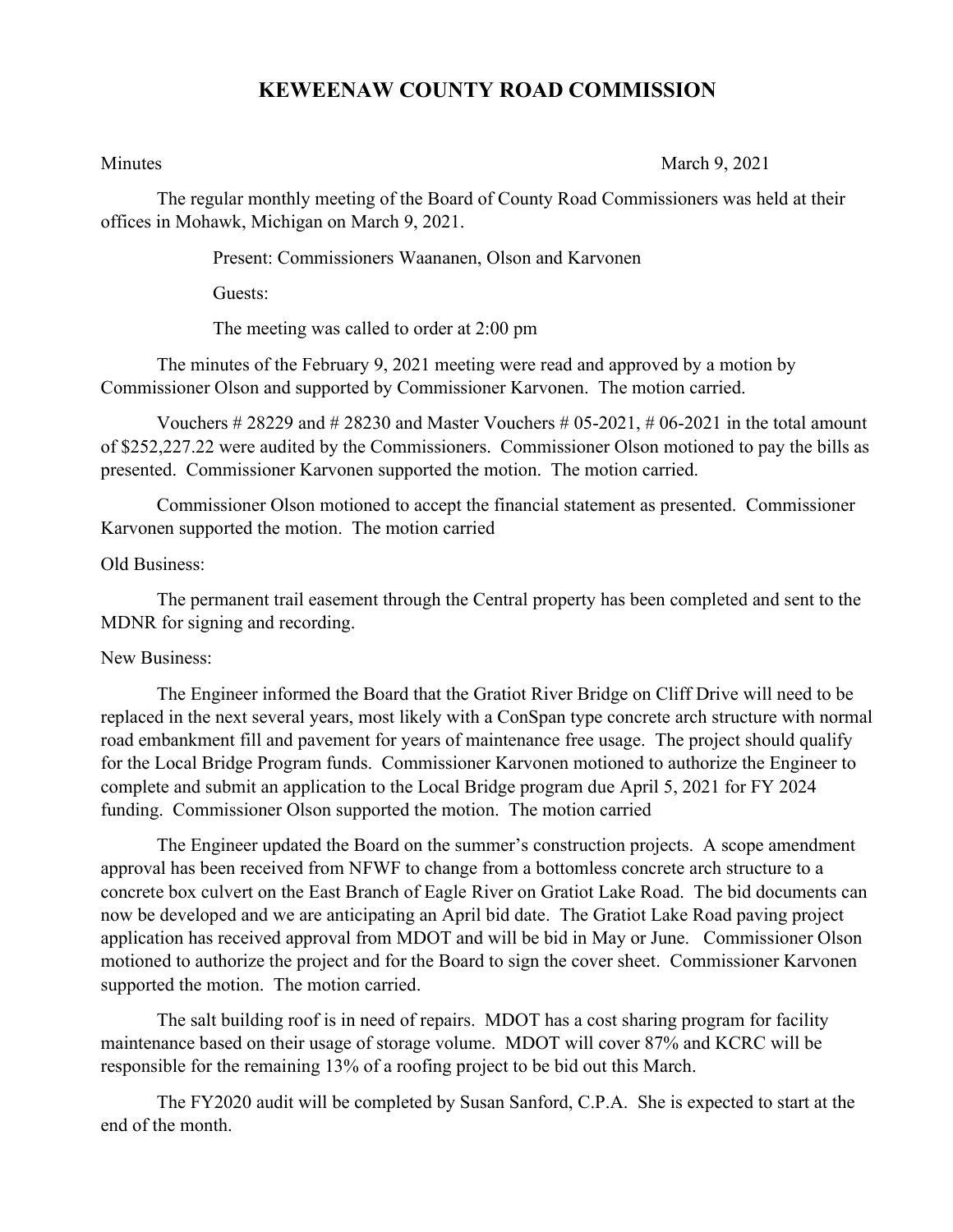# KEWEENAW COUNTY ROAD COMMISSION

Minutes March 9, 2021

The regular monthly meeting of the Board of County Road Commissioners was held at their offices in Mohawk, Michigan on March 9, 2021.

Present: Commissioners Waananen, Olson and Karvonen

Guests:

The meeting was called to order at 2:00 pm

The minutes of the February 9, 2021 meeting were read and approved by a motion by Commissioner Olson and supported by Commissioner Karvonen. The motion carried.

Vouchers # 28229 and # 28230 and Master Vouchers # 05-2021, # 06-2021 in the total amount of $252,227.22 were audited by the Commissioners. Commissioner Olson motioned to pay the bills as presented. Commissioner Karvonen supported the motion. The motion carried.

Commissioner Olson motioned to accept the financial statement as presented. Commissioner Karvonen supported the motion. The motion carried

Old Business:

The permanent trail easement through the Central property has been completed and sent to the MDNR for signing and recording.

New Business:

The Engineer informed the Board that the Gratiot River Bridge on Cliff Drive will need to be replaced in the next several years, most likely with a ConSpan type concrete arch structure with normal road embankment fill and pavement for years of maintenance free usage. The project should qualify for the Local Bridge Program funds. Commissioner Karvonen motioned to authorize the Engineer to complete and submit an application to the Local Bridge program due April 5, 2021 for FY 2024 funding. Commissioner Olson supported the motion. The motion carried

The Engineer updated the Board on the summer's construction projects. A scope amendment approval has been received from NFWF to change from a bottomless concrete arch structure to a concrete box culvert on the East Branch of Eagle River on Gratiot Lake Road. The bid documents can now be developed and we are anticipating an April bid date. The Gratiot Lake Road paving project application has received approval from MDOT and will be bid in May or June. Commissioner Olson motioned to authorize the project and for the Board to sign the cover sheet. Commissioner Karvonen supported the motion. The motion carried.

The salt building roof is in need of repairs. MDOT has a cost sharing program for facility maintenance based on their usage of storage volume. MDOT will cover 87% and KCRC will be responsible for the remaining 13% of a roofing project to be bid out this March.

The FY2020 audit will be completed by Susan Sanford, C.P.A. She is expected to start at the end of the month.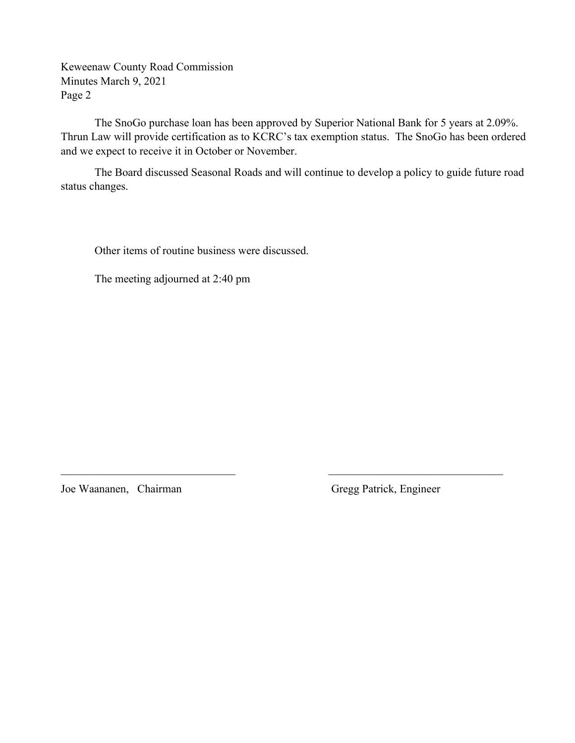The SnoGo purchase loan has been approved by Superior National Bank for 5 years at 2.09%. Thrun Law will provide certification as to KCRC's tax exemption status. The SnoGo has been ordered and we expect to receive it in October or November.

The Board discussed Seasonal Roads and will continue to develop a policy to guide future road status changes.

Other items of routine business were discussed.

The meeting adjourned at 2:40 pm

\_\_\_\_\_\_\_\_\_\_\_\_\_\_\_\_\_\_\_\_\_\_\_\_\_\_\_\_\_\_\_\_

Joe Waananen, Chairman

\_\_\_\_\_\_\_\_\_\_\_\_\_\_\_\_\_\_\_\_\_\_\_\_\_\_\_\_\_\_\_\_

Gregg Patrick, Engineer